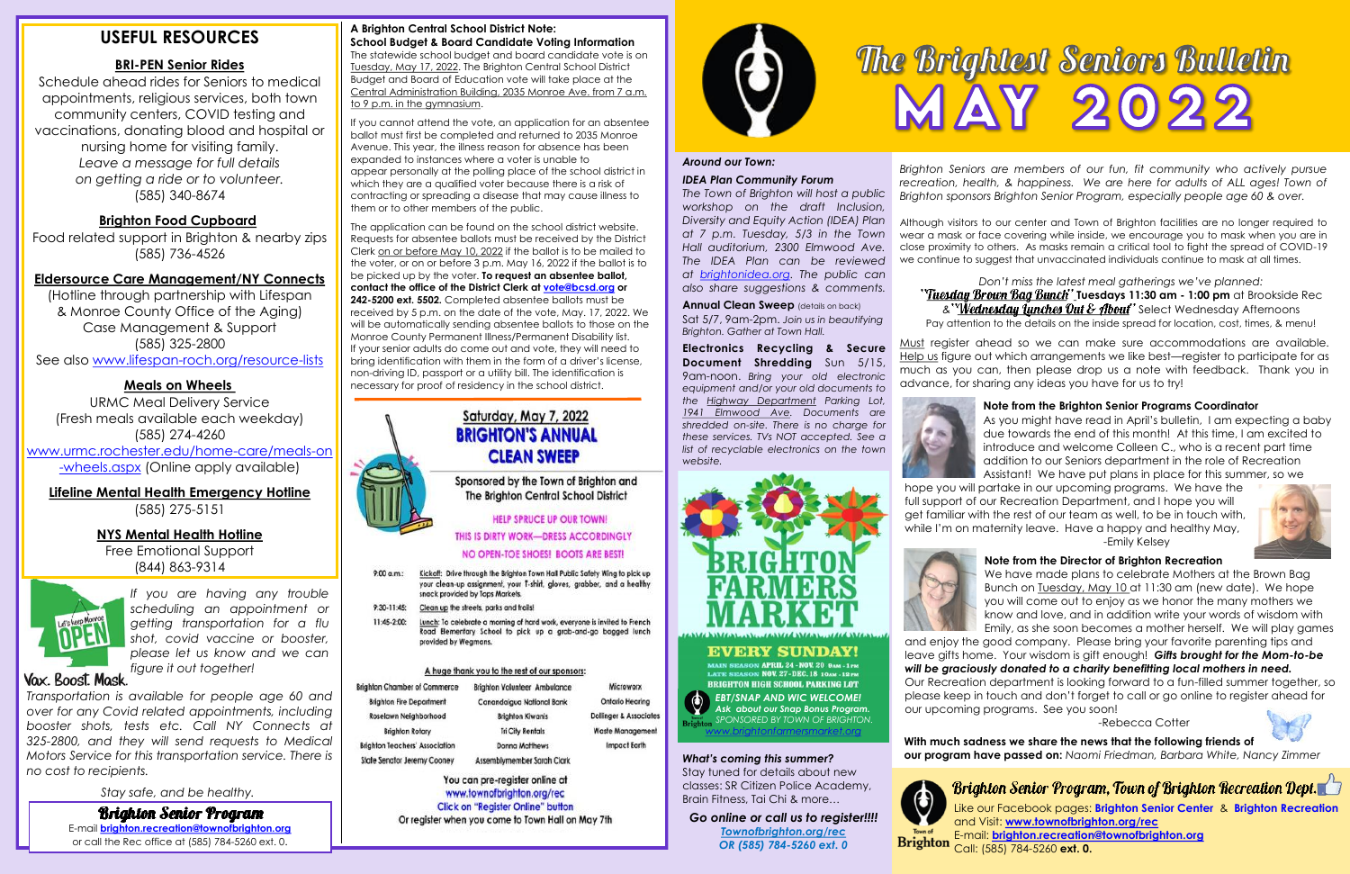# The Brightest Seniors Bulletin

# MAY 2022

## USEFUL RESOURCES

**BRI-PEN Senior Rides**

Schedule ahead rides for Seniors to medical appointments, religious services, both town community centers, COVID testing and vaccinations, donating blood and hospital or nursing home for visiting family. *Leave a message for full details on getting a ride or to volunteer.* (585) 340-8674

**Brighton Food Cupboard**

Food related support in Brighton & nearby zips (585) 736-4526

**Eldersource Care Management/NY Connects**

(Hotline through partnership with Lifespan & Monroe County Office of the Aging) Case Management & Support (585) 325-2800

See also www.lifespan-roch.org/resource-lists

**Meals on Wheels**

URMC Meal Delivery Service (Fresh meals available each weekday) (585) 274-4260

www.urmc.rochester.edu/home-care/meals-on-wheels.aspx (Online apply available)

**Lifeline Mental Health Emergency Hotline**

(585) 275-5151

**NYS Mental Health Hotline**

Free Emotional Support (844) 863-9314

*If you are having any trouble scheduling an appointment or getting transportation for a flu shot, covid vaccine or booster, please let us know and we can figure it out together!*

**Vax. Boost. Mask.**

*Transportation is available for people age 60 and over for any Covid related appointments, including booster shots, tests etc. Call NY Connects at 325-2800, and they will send requests to Medical Motors Service for this transportation service. There is no cost to recipients.*

*Stay safe, and be healthy.*

**Brighton Senior Program**

E-mail **brighton.recreation@townofbrighton.org** or call the Rec office at (585) 784-5260 ext. 0.

**A Brighton Central School District Note: School Budget & Board Candidate Voting Information**

The statewide school budget and board candidate vote is on Tuesday, May 17, 2022. The Brighton Central School District Budget and Board of Education vote will take place at the Central Administration Building, 2035 Monroe Ave. from 7 a.m. to 9 p.m. in the gymnasium.

If you cannot attend the vote, an application for an absentee ballot must first be completed and returned to 2035 Monroe Avenue. This year, the illness reason for absence has been expanded to instances where a voter is unable to appear personally at the polling place of the school district in which they are a qualified voter because there is a risk of contracting or spreading a disease that may cause illness to them or to other members of the public.

The application can be found on the school district website. Requests for absentee ballots must be received by the District Clerk on or before May 10, 2022 if the ballot is to be mailed to the voter, or on or before 3 p.m. May 16, 2022 if the ballot is to be picked up by the voter. **To request an absentee ballot, contact the office of the District Clerk at vote@bcsd.org or 242-5200 ext. 5502.** Completed absentee ballots must be received by 5 p.m. on the date of the vote, May. 17, 2022. We will be automatically sending absentee ballots to those on the Monroe County Permanent Illness/Permanent Disability list. If your senior adults do come out and vote, they will need to bring identification with them in the form of a driver's license, non-driving ID, passport or a utility bill. The identification is necessary for proof of residency in the school district.

**Saturday, May 7, 2022**

**BRIGHTON'S ANNUAL CLEAN SWEEP**

Sponsored by the Town of Brighton and The Brighton Central School District

HELP SPRUCE UP OUR TOWN!

THIS IS DIRTY WORK—DRESS ACCORDINGLY

NO OPEN-TOE SHOES! BOOTS ARE BEST!

- 9:00 a.m.: Kickoff: Drive through the Brighton Town Hall Public Safety Wing to pick up your clean-up assignment, your T-shirt, gloves, grabber, and a healthy snack provided by Tops Markets.
- 9:30-11:45: Clean up the streets, parks and trails!
- 11:45-2:00: Lunch: To celebrate a morning of hard work, everyone is invited to French Road Elementary School to pick up a grab-and-go bagged lunch provided by Wegmans.

A huge thank you to the rest of our sponsors:

| | | |
|---|---|---|
| Brighton Chamber of Commerce | Brighton Volunteer Ambulance | Microworx |
| Brighton Fire Department | Canandaigua National Bank | Ontario Hearing |
| Roselawn Neighborhood | Brighton Kiwanis | Dollinger & Associates |
| Brighton Rotary | Tri City Rentals | Waste Management |
| Brighton Teachers' Association | Donna Matthews | Impact Earth |
| State Senator Jeremy Cooney | Assemblymember Sarah Clark | |

You can pre-register online at www.townofbrighton.org/rec

Click on "Register Online" button

Or register when you come to Town Hall on May 7th

*Around our Town:*

***IDEA Plan Community Forum***

*The Town of Brighton will host a public workshop on the draft Inclusion, Diversity and Equity Action (IDEA) Plan at 7 p.m. Tuesday, 5/3 in the Town Hall auditorium, 2300 Elmwood Ave. The IDEA Plan can be reviewed at brightonidea.org. The public can also share suggestions & comments.*

**Annual Clean Sweep** (details on back)

Sat 5/7, 9am-2pm. *Join us in beautifying Brighton. Gather at Town Hall.*

**Electronics Recycling & Secure Document Shredding** Sun 5/15, 9am-noon. *Bring your old electronic equipment and/or your old documents to the Highway Department Parking Lot, 1941 Elmwood Ave. Documents are shredded on-site. There is no charge for these services. TVs NOT accepted. See a list of recyclable electronics on the town website.*

**BRIGHTON FARMERS MARKET**

**EVERY SUNDAY!**

MAIN SEASON APRIL 24 - NOV. 20 9AM - 1PM

LATE SEASON NOV. 27 - DEC. 18 10AM - 12PM

BRIGHTON HIGH SCHOOL PARKING LOT

*EBT/SNAP AND WIC WELCOME!*

*Ask about our Snap Bonus Program.*

*SPONSORED BY TOWN OF BRIGHTON.*

*www.brightonfarmersmarket.org*

***What's coming this summer?***

Stay tuned for details about new classes: SR Citizen Police Academy, Brain Fitness, Tai Chi & more...

***Go online or call us to register!!!!***

*Townofbrighton.org/rec*

*OR (585) 784-5260 ext. 0*

*Brighton Seniors are members of our fun, fit community who actively pursue recreation, health, & happiness. We are here for adults of ALL ages! Town of Brighton sponsors Brighton Senior Program, especially people age 60 & over.*

Although visitors to our center and Town of Brighton facilities are no longer required to wear a mask or face covering while inside, we encourage you to mask when you are in close proximity to others. As masks remain a critical tool to fight the spread of COVID-19 we continue to suggest that unvaccinated individuals continue to mask at all times.

*Don't miss the latest meal gatherings we've planned:*

**"Tuesday Brown Bag Bunch" Tuesdays 11:30 am - 1:00 pm** at Brookside Rec & **"Wednesday Lunches Out & About"** Select Wednesday Afternoons

Pay attention to the details on the inside spread for location, cost, times, & menu!

Must register ahead so we can make sure accommodations are available. Help us figure out which arrangements we like best—register to participate for as much as you can, then please drop us a note with feedback. Thank you in advance, for sharing any ideas you have for us to try!

**Note from the Brighton Senior Programs Coordinator**

As you might have read in April's bulletin, I am expecting a baby due towards the end of this month! At this time, I am excited to introduce and welcome Colleen C., who is a recent part time addition to our Seniors department in the role of Recreation Assistant! We have put plans in place for this summer, so we hope you will partake in our upcoming programs. We have the full support of our Recreation Department, and I hope you will get familiar with the rest of our team as well, to be in touch with, while I'm on maternity leave. Have a happy and healthy May,

-Emily Kelsey

**Note from the Director of Brighton Recreation**

We have made plans to celebrate Mothers at the Brown Bag Bunch on Tuesday, May 10 at 11:30 am (new date). We hope you will come out to enjoy as we honor the many mothers we know and love, and in addition write your words of wisdom with Emily, as she soon becomes a mother herself. We will play games and enjoy the good company. Please bring your favorite parenting tips and leave gifts home. Your wisdom is gift enough! ***Gifts brought for the Mom-to-be will be graciously donated to a charity benefitting local mothers in need.*** Our Recreation department is looking forward to a fun-filled summer together, so please keep in touch and don't forget to call or go online to register ahead for our upcoming programs. See you soon!

-Rebecca Cotter

**With much sadness we share the news that the following friends of our program have passed on:** *Naomi Friedman, Barbara White, Nancy Zimmer*

**Brighton Senior Program, Town of Brighton Recreation Dept.**

Like our Facebook pages: **Brighton Senior Center** & **Brighton Recreation** and Visit: **www.townofbrighton.org/rec**

E-mail: **brighton.recreation@townofbrighton.org**

Call: (585) 784-5260 **ext. 0.**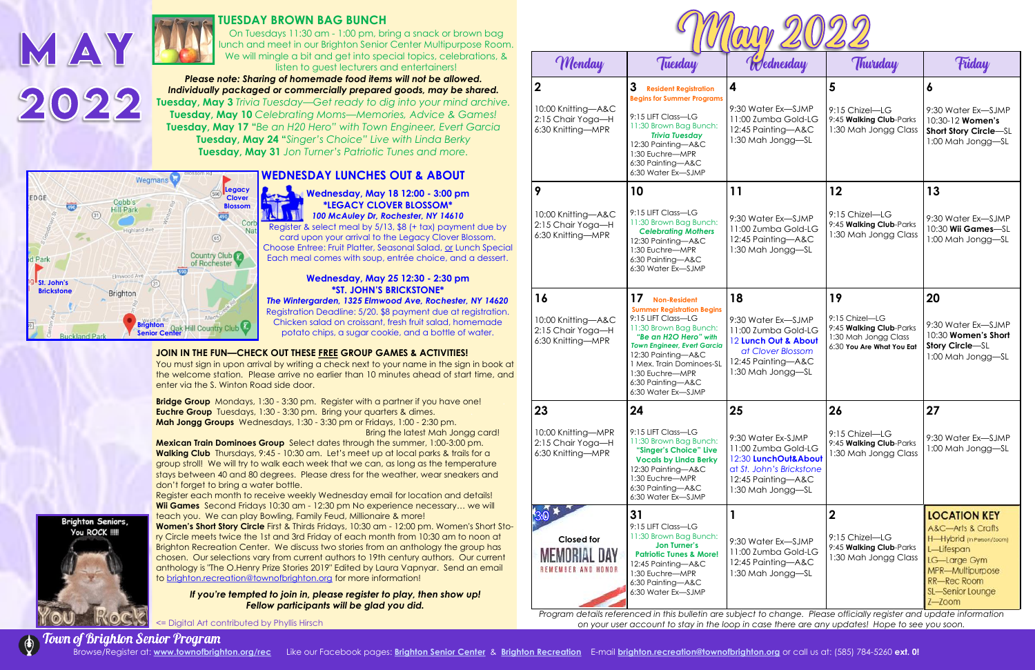# MAY 2022

## TUESDAY BROWN BAG BUNCH

On Tuesdays 11:30 am - 1:00 pm, bring a snack or brown bag lunch and meet in our Brighton Senior Center Multipurpose Room. We will mingle a bit and get into special topics, celebrations, & listen to guest lecturers and entertainers!

***Please note: Sharing of homemade food items will not be allowed. Individually packaged or commercially prepared goods, may be shared.***

**Tuesday, May 3** *Trivia Tuesday—Get ready to dig into your mind archive.*
**Tuesday, May 10** *Celebrating Moms—Memories, Advice & Games!*
**Tuesday, May 17** *"Be an H20 Hero" with Town Engineer, Evert Garcia*
**Tuesday, May 24** *"Singer's Choice" Live with Linda Berky*
**Tuesday, May 31** *Jon Turner's Patriotic Tunes and more.*

## WEDNESDAY LUNCHES OUT & ABOUT

**Wednesday, May 18 12:00 - 3:00 pm**
**\*LEGACY CLOVER BLOSSOM\***
***100 McAuley Dr, Rochester, NY 14610***
Register & select meal by 5/13, $8 (+ tax) payment due by card upon your arrival to the Legacy Clover Blossom. Choose Entree: Fruit Platter, Seasonal Salad, or Lunch Special. Each meal comes with soup, entrée choice, and a dessert.

**Wednesday, May 25 12:30 - 2:30 pm**
**\*ST. JOHN'S BRICKSTONE\***
***The Wintergarden, 1325 Elmwood Ave, Rochester, NY 14620***
Registration Deadline: 5/20. $8 payment due at registration. Chicken salad on croissant, fresh fruit salad, homemade potato chips, a sugar cookie, and a bottle of water.

## JOIN IN THE FUN—CHECK OUT THESE FREE GROUP GAMES & ACTIVITIES!

You must sign in upon arrival by writing a check next to your name in the sign in book at the welcome station. Please arrive no earlier than 10 minutes ahead of start time, and enter via the S. Winton Road side door.

**Bridge Group** Mondays, 1:30 - 3:30 pm. Register with a partner if you have one!
**Euchre Group** Tuesdays, 1:30 - 3:30 pm. Bring your quarters & dimes.
**Mah Jongg Groups** Wednesdays, 1:30 - 3:30 pm or Fridays, 1:00 - 2:30 pm. Bring the latest Mah Jongg card!
**Mexican Train Dominoes Group** Select dates through the summer, 1:00-3:00 pm.
**Walking Club** Thursdays, 9:45 - 10:30 am. Let's meet up at local parks & trails for a group stroll! We will try to walk each week that we can, as long as the temperature stays between 40 and 80 degrees. Please dress for the weather, wear sneakers and don't forget to bring a water bottle.
Register each month to receive weekly Wednesday email for location and details!
**Wii Games** Second Fridays 10:30 am - 12:30 pm No experience necessary… we will teach you. We can play Bowling, Family Feud, Millionaire & more!
**Women's Short Story Circle** First & Thirds Fridays, 10:30 am - 12:00 pm. Women's Short Story Circle meets twice the 1st and 3rd Friday of each month from 10:30 am to noon at Brighton Recreation Center. We discuss two stories from an anthology the group has chosen. Our selections vary from current authors to 19th century authors. Our current anthology is "The O.Henry Prize Stories 2019" Edited by Laura Vapnyar. Send an email to brighton.recreation@townofbrighton.org for more information!

***If you're tempted to join in, please register to play, then show up! Fellow participants will be glad you did.***

Brighton Seniors, You ROCK !!!!!

<= Digital Art contributed by Phyllis Hirsch

# May 2022

| Monday | Tuesday | Wednesday | Thursday | Friday |
|---|---|---|---|---|
| **2**<br>10:00 Knitting—A&C<br>2:15 Chair Yoga—H<br>6:30 Knitting—MPR | **3** **Resident Registration Begins for Summer Programs**<br>9:15 LIFT Class—LG<br>11:30 Brown Bag Bunch: ***Trivia Tuesday***<br>12:30 Painting—A&C<br>1:30 Euchre—MPR<br>6:30 Painting—A&C<br>6:30 Water Ex—SJMP | **4**<br>9:30 Water Ex—SJMP<br>11:00 Zumba Gold-LG<br>12:45 Painting—A&C<br>1:30 Mah Jongg—SL | **5**<br>9:15 Chizel—LG<br>9:45 **Walking Club**-Parks<br>1:30 Mah Jongg Class | **6**<br>9:30 Water Ex—SJMP<br>10:30-12 **Women's Short Story Circle**—SL<br>1:00 Mah Jongg—SL |
| **9**<br>10:00 Knitting—A&C<br>2:15 Chair Yoga—H<br>6:30 Knitting—MPR | **10**<br>9:15 LIFT Class—LG<br>11:30 Brown Bag Bunch: ***Celebrating Mothers***<br>12:30 Painting—A&C<br>1:30 Euchre—MPR<br>6:30 Painting—A&C<br>6:30 Water Ex—SJMP | **11**<br>9:30 Water Ex—SJMP<br>11:00 Zumba Gold-LG<br>12:45 Painting—A&C<br>1:30 Mah Jongg—SL | **12**<br>9:15 Chizel—LG<br>9:45 **Walking Club**-Parks<br>1:30 Mah Jongg Class | **13**<br>9:30 Water Ex—SJMP<br>10:30 **Wii Games**—SL<br>1:00 Mah Jongg—SL |
| **16**<br>10:00 Knitting—A&C<br>2:15 Chair Yoga—H<br>6:30 Knitting—MPR | **17** **Non-Resident Summer Registration Begins**<br>9:15 LIFT Class—LG<br>11:30 Brown Bag Bunch: ***"Be an H2O Hero" with Town Engineer, Evert Garcia***<br>12:30 Painting—A&C<br>1 Mex. Train Dominoes-SL<br>1:30 Euchre—MPR<br>6:30 Painting—A&C<br>6:30 Water Ex—SJMP | **18**<br>9:30 Water Ex—SJMP<br>11:00 Zumba Gold-LG<br>12 **Lunch Out & About** *at Clover Blossom*<br>12:45 Painting—A&C<br>1:30 Mah Jongg—SL | **19**<br>9:15 Chizel—LG<br>9:45 **Walking Club**-Parks<br>1:30 Mah Jongg Class<br>6:30 **You Are What You Eat** | **20**<br>9:30 Water Ex—SJMP<br>10:30 **Women's Short Story Circle**—SL<br>1:00 Mah Jongg—SL |
| **23**<br>10:00 Knitting—MPR<br>2:15 Chair Yoga—H<br>6:30 Knitting—MPR | **24**<br>9:15 LIFT Class—LG<br>11:30 Brown Bag Bunch: **"Singer's Choice" Live Vocals by Linda Berky**<br>12:30 Painting—A&C<br>1:30 Euchre—MPR<br>6:30 Painting—A&C<br>6:30 Water Ex—SJMP | **25**<br>9:30 Water Ex-SJMP<br>11:00 Zumba Gold-LG<br>12:30 **LunchOut&About** *at St. John's Brickstone*<br>12:45 Painting—A&C<br>1:30 Mah Jongg—SL | **26**<br>9:15 Chizel—LG<br>9:45 **Walking Club**-Parks<br>1:30 Mah Jongg Class | **27**<br>9:30 Water Ex—SJMP<br>1:00 Mah Jongg—SL |
| **30**<br>**Closed for MEMORIAL DAY**<br>REMEMBER AND HONOR | **31**<br>9:15 LIFT Class—LG<br>11:30 Brown Bag Bunch: **Jon Turner's Patriotic Tunes & More!**<br>12:45 Painting—A&C<br>1:30 Euchre—MPR<br>6:30 Painting—A&C<br>6:30 Water Ex—SJMP | **1**<br>9:30 Water Ex—SJMP<br>11:00 Zumba Gold-LG<br>12:45 Painting—A&C<br>1:30 Mah Jongg—SL | **2**<br>9:15 Chizel—LG<br>9:45 **Walking Club**-Parks<br>1:30 Mah Jongg Class | **LOCATION KEY**<br>A&C—Arts & Crafts<br>H—Hybrid (In Person/Zoom)<br>L—Lifespan<br>LG—Large Gym<br>MPR—Multipurpose<br>RR—Rec Room<br>SL—Senior Lounge<br>Z—Zoom |

*Program details referenced in this bulletin are subject to change. Please officially register and update information on your user account to stay in the loop in case there are any updates! Hope to see you soon.*

**Town of Brighton Senior Program**
Browse/Register at: www.townofbrighton.org/rec Like our Facebook pages: Brighton Senior Center & Brighton Recreation E-mail brighton.recreation@townofbrighton.org or call us at: (585) 784-5260 **ext. 0!**